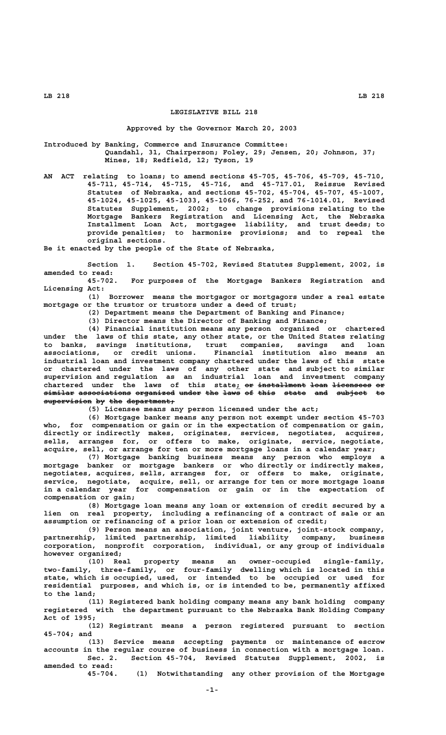# LEGISLATIVE BILL 218

Approved by the Governor March 20, 2003

Introduced by Banking, Commerce and Insurance Committee: Quandahl, 31, Chairperson; Foley, 29; Jensen, 20; Johnson, 37; Mines, 18; Redfield, 12; Tyson, 19

AN ACT relating to loans; to amend sections 45-705, 45-706, 45-709, 45-710, 45-711, 45-714, 45-715, 45-716, and 45-717.01, Reissue Revised Statutes of Nebraska, and sections 45-702, 45-704, 45-707, 45-1007, 45-1024, 45-1025, 45-1033, 45-1066, 76-252, and 76-1014.01, Revised Statutes Supplement, 2002; to change provisions relating to the Mortgage Bankers Registration and Licensing Act, the Nebraska Installment Loan Act, mortgagee liability, and trust deeds; to provide penalties; to harmonize provisions; and to repeal the original sections.

Be it enacted by the people of the State of Nebraska,

Section 1. Section 45-702, Revised Statutes Supplement, 2002, is amended to read:

45-702. For purposes of the Mortgage Bankers Registration and Licensing Act:

(1) Borrower means the mortgagor or mortgagors under a real estate mortgage or the trustor or trustors under a deed of trust;

(2) Department means the Department of Banking and Finance;

(3) Director means the Director of Banking and Finance;

(4) Financial institution means any person organized or chartered under the laws of this state, any other state, or the United States relating to banks, savings institutions, trust companies, savings and loan associations, or credit unions. Financial institution also means an industrial loan and investment company chartered under the laws of this state or chartered under the laws of any other state and subject to similar supervision and regulation as an industrial loan and investment company chartered under the laws of this state; ~~or installment loan licensees or similar associations organized under the laws of this state and subject to supervision by the department;~~

(5) Licensee means any person licensed under the act;

(6) Mortgage banker means any person not exempt under section 45-703 who, for compensation or gain or in the expectation of compensation or gain, directly or indirectly makes, originates, services, negotiates, acquires, sells, arranges for, or offers to make, originate, service, negotiate, acquire, sell, or arrange for ten or more mortgage loans in a calendar year;

(7) Mortgage banking business means any person who employs a mortgage banker or mortgage bankers or who directly or indirectly makes, negotiates, acquires, sells, arranges for, or offers to make, originate, service, negotiate, acquire, sell, or arrange for ten or more mortgage loans in a calendar year for compensation or gain or in the expectation of compensation or gain;

(8) Mortgage loan means any loan or extension of credit secured by a lien on real property, including a refinancing of a contract of sale or an assumption or refinancing of a prior loan or extension of credit;

(9) Person means an association, joint venture, joint-stock company, partnership, limited partnership, limited liability company, business corporation, nonprofit corporation, individual, or any group of individuals however organized;

(10) Real property means an owner-occupied single-family, two-family, three-family, or four-family dwelling which is located in this state, which is occupied, used, or intended to be occupied or used for residential purposes, and which is, or is intended to be, permanently affixed to the land;

(11) Registered bank holding company means any bank holding company registered with the department pursuant to the Nebraska Bank Holding Company Act of 1995;

(12) Registrant means a person registered pursuant to section 45-704; and

(13) Service means accepting payments or maintenance of escrow accounts in the regular course of business in connection with a mortgage loan.

Sec. 2. Section 45-704, Revised Statutes Supplement, 2002, is amended to read:

45-704. (1) Notwithstanding any other provision of the Mortgage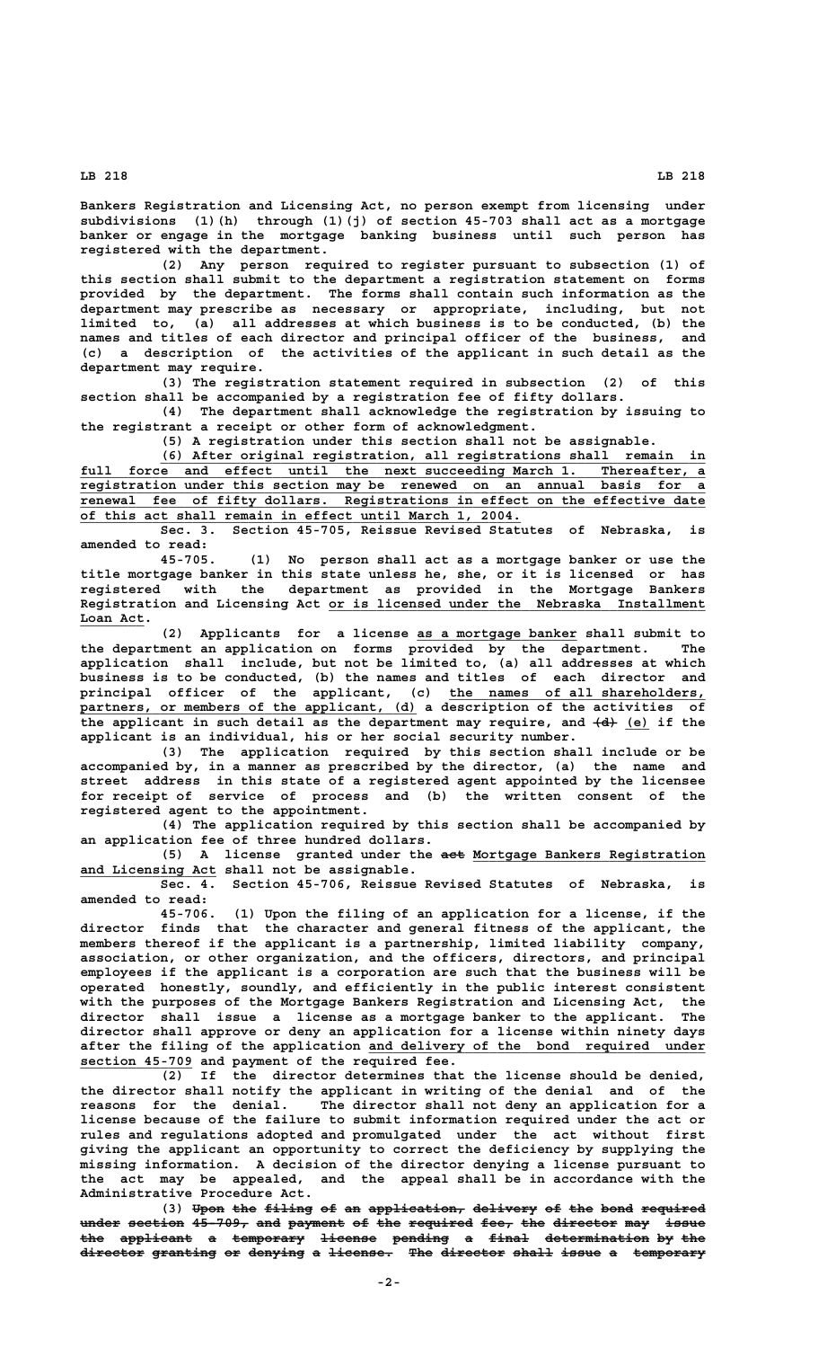Bankers Registration and Licensing Act, no person exempt from licensing under subdivisions (1)(h) through (1)(j) of section 45-703 shall act as a mortgage banker or engage in the mortgage banking business until such person has registered with the department.

(2) Any person required to register pursuant to subsection (1) of this section shall submit to the department a registration statement on forms provided by the department. The forms shall contain such information as the department may prescribe as necessary or appropriate, including, but not limited to, (a) all addresses at which business is to be conducted, (b) the names and titles of each director and principal officer of the business, and (c) a description of the activities of the applicant in such detail as the department may require.

(3) The registration statement required in subsection (2) of this section shall be accompanied by a registration fee of fifty dollars.

(4) The department shall acknowledge the registration by issuing to the registrant a receipt or other form of acknowledgment.

(5) A registration under this section shall not be assignable.

(6) After original registration, all registrations shall remain in full force and effect until the next succeeding March 1. Thereafter, a registration under this section may be renewed on an annual basis for a renewal fee of fifty dollars. Registrations in effect on the effective date of this act shall remain in effect until March 1, 2004.

Sec. 3. Section 45-705, Reissue Revised Statutes of Nebraska, is amended to read:

45-705. (1) No person shall act as a mortgage banker or use the title mortgage banker in this state unless he, she, or it is licensed or has registered with the department as provided in the Mortgage Bankers Registration and Licensing Act or is licensed under the Nebraska Installment Loan Act.

(2) Applicants for a license as a mortgage banker shall submit to the department an application on forms provided by the department. The application shall include, but not be limited to, (a) all addresses at which business is to be conducted, (b) the names and titles of each director and principal officer of the applicant, (c) the names of all shareholders, partners, or members of the applicant, (d) a description of the activities of the applicant in such detail as the department may require, and ~~(d)~~ (e) if the applicant is an individual, his or her social security number.

(3) The application required by this section shall include or be accompanied by, in a manner as prescribed by the director, (a) the name and street address in this state of a registered agent appointed by the licensee for receipt of service of process and (b) the written consent of the registered agent to the appointment.

(4) The application required by this section shall be accompanied by an application fee of three hundred dollars.

(5) A license granted under the ~~act~~ Mortgage Bankers Registration and Licensing Act shall not be assignable.

Sec. 4. Section 45-706, Reissue Revised Statutes of Nebraska, is amended to read:

45-706. (1) Upon the filing of an application for a license, if the director finds that the character and general fitness of the applicant, the members thereof if the applicant is a partnership, limited liability company, association, or other organization, and the officers, directors, and principal employees if the applicant is a corporation are such that the business will be operated honestly, soundly, and efficiently in the public interest consistent with the purposes of the Mortgage Bankers Registration and Licensing Act, the director shall issue a license as a mortgage banker to the applicant. The director shall approve or deny an application for a license within ninety days after the filing of the application and delivery of the bond required under section 45-709 and payment of the required fee.

(2) If the director determines that the license should be denied, the director shall notify the applicant in writing of the denial and of the reasons for the denial. The director shall not deny an application for a license because of the failure to submit information required under the act or rules and regulations adopted and promulgated under the act without first giving the applicant an opportunity to correct the deficiency by supplying the missing information. A decision of the director denying a license pursuant to the act may be appealed, and the appeal shall be in accordance with the Administrative Procedure Act.

(3) ~~Upon the filing of an application, delivery of the bond required under section 45-709, and payment of the required fee, the director may issue the applicant a temporary license pending a final determination by the director granting or denying a license. The director shall issue a temporary~~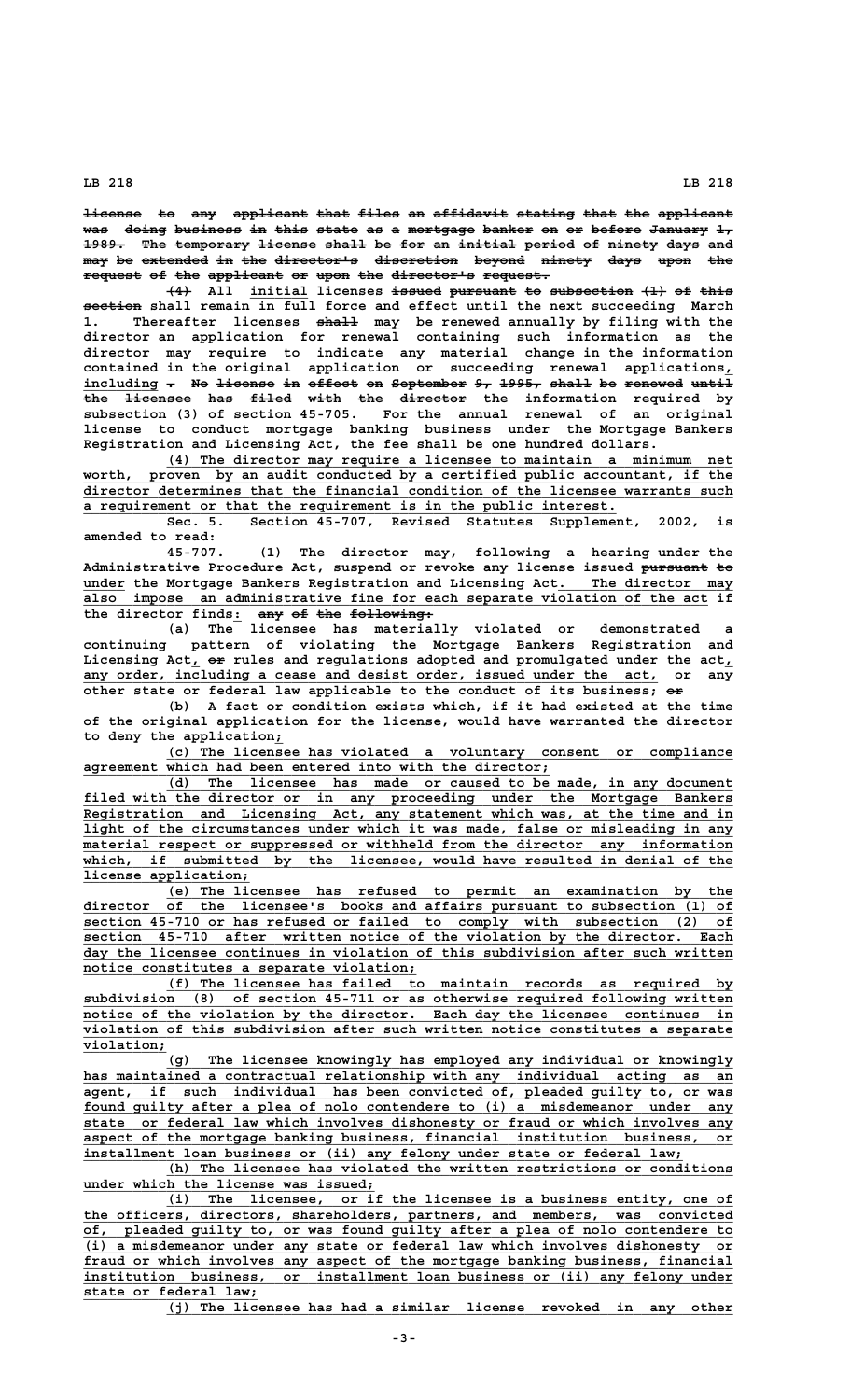~~license to any applicant that files an affidavit stating that the applicant was doing business in this state as a mortgage banker on or before January 1, 1989. The temporary license shall be for an initial period of ninety days and may be extended in the director's discretion beyond ninety days upon the request of the applicant or upon the director's request.~~

~~(4)~~ All initial licenses ~~issued pursuant to subsection (1) of this section~~ shall remain in full force and effect until the next succeeding March 1. Thereafter licenses ~~shall~~ may be renewed annually by filing with the director an application for renewal containing such information as the director may require to indicate any material change in the information contained in the original application or succeeding renewal applications, including ~~. No license in effect on September 9, 1995, shall be renewed until the licensee has filed with the director~~ the information required by subsection (3) of section 45-705. For the annual renewal of an original license to conduct mortgage banking business under the Mortgage Bankers Registration and Licensing Act, the fee shall be one hundred dollars.

(4) The director may require a licensee to maintain a minimum net worth, proven by an audit conducted by a certified public accountant, if the director determines that the financial condition of the licensee warrants such a requirement or that the requirement is in the public interest.

Sec. 5. Section 45-707, Revised Statutes Supplement, 2002, is amended to read:

45-707. (1) The director may, following a hearing under the Administrative Procedure Act, suspend or revoke any license issued ~~pursuant to~~ under the Mortgage Bankers Registration and Licensing Act. The director may also impose an administrative fine for each separate violation of the act if the director finds: ~~any of the following:~~

(a) The licensee has materially violated or demonstrated a continuing pattern of violating the Mortgage Bankers Registration and Licensing Act, ~~or~~ rules and regulations adopted and promulgated under the act, any order, including a cease and desist order, issued under the act, or any other state or federal law applicable to the conduct of its business; ~~or~~

(b) A fact or condition exists which, if it had existed at the time of the original application for the license, would have warranted the director to deny the application;

(c) The licensee has violated a voluntary consent or compliance agreement which had been entered into with the director;

(d) The licensee has made or caused to be made, in any document filed with the director or in any proceeding under the Mortgage Bankers Registration and Licensing Act, any statement which was, at the time and in light of the circumstances under which it was made, false or misleading in any material respect or suppressed or withheld from the director any information which, if submitted by the licensee, would have resulted in denial of the license application;

(e) The licensee has refused to permit an examination by the director of the licensee's books and affairs pursuant to subsection (1) of section 45-710 or has refused or failed to comply with subsection (2) of section 45-710 after written notice of the violation by the director. Each day the licensee continues in violation of this subdivision after such written notice constitutes a separate violation;

(f) The licensee has failed to maintain records as required by subdivision (8) of section 45-711 or as otherwise required following written notice of the violation by the director. Each day the licensee continues in violation of this subdivision after such written notice constitutes a separate violation;

(g) The licensee knowingly has employed any individual or knowingly has maintained a contractual relationship with any individual acting as an agent, if such individual has been convicted of, pleaded guilty to, or was found guilty after a plea of nolo contendere to (i) a misdemeanor under any state or federal law which involves dishonesty or fraud or which involves any aspect of the mortgage banking business, financial institution business, or installment loan business or (ii) any felony under state or federal law;

(h) The licensee has violated the written restrictions or conditions under which the license was issued;

(i) The licensee, or if the licensee is a business entity, one of the officers, directors, shareholders, partners, and members, was convicted of, pleaded guilty to, or was found guilty after a plea of nolo contendere to (i) a misdemeanor under any state or federal law which involves dishonesty or fraud or which involves any aspect of the mortgage banking business, financial institution business, or installment loan business or (ii) any felony under state or federal law;

(j) The licensee has had a similar license revoked in any other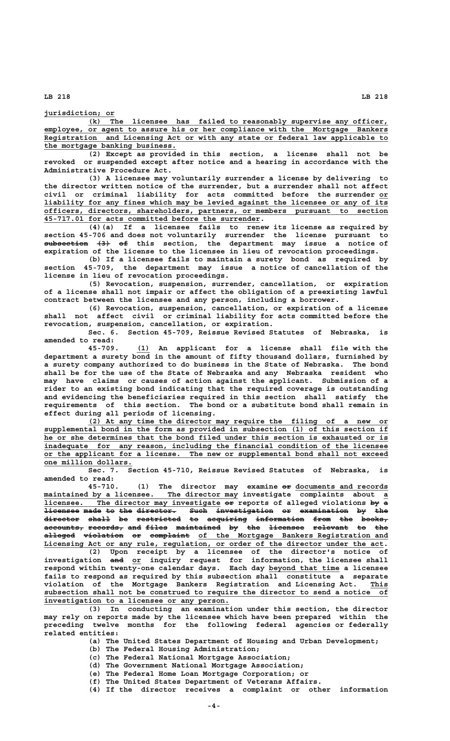jurisdiction; or

(k) The licensee has failed to reasonably supervise any officer, employee, or agent to assure his or her compliance with the Mortgage Bankers Registration and Licensing Act or with any state or federal law applicable to the mortgage banking business.

(2) Except as provided in this section, a license shall not be revoked or suspended except after notice and a hearing in accordance with the Administrative Procedure Act.

(3) A licensee may voluntarily surrender a license by delivering to the director written notice of the surrender, but a surrender shall not affect civil or criminal liability for acts committed before the surrender or liability for any fines which may be levied against the licensee or any of its officers, directors, shareholders, partners, or members pursuant to section 45-717.01 for acts committed before the surrender.

(4)(a) If a licensee fails to renew its license as required by section 45-706 and does not voluntarily surrender the license pursuant to ~~subsection (3) of~~ this section, the department may issue a notice of expiration of the license to the licensee in lieu of revocation proceedings.

(b) If a licensee fails to maintain a surety bond as required by section 45-709, the department may issue a notice of cancellation of the license in lieu of revocation proceedings.

(5) Revocation, suspension, surrender, cancellation, or expiration of a license shall not impair or affect the obligation of a preexisting lawful contract between the licensee and any person, including a borrower.

(6) Revocation, suspension, cancellation, or expiration of a license shall not affect civil or criminal liability for acts committed before the revocation, suspension, cancellation, or expiration.

Sec. 6. Section 45-709, Reissue Revised Statutes of Nebraska, is amended to read:

45-709. (1) An applicant for a license shall file with the department a surety bond in the amount of fifty thousand dollars, furnished by a surety company authorized to do business in the State of Nebraska. The bond shall be for the use of the State of Nebraska and any Nebraska resident who may have claims or causes of action against the applicant. Submission of a rider to an existing bond indicating that the required coverage is outstanding and evidencing the beneficiaries required in this section shall satisfy the requirements of this section. The bond or a substitute bond shall remain in effect during all periods of licensing.

(2) At any time the director may require the filing of a new or supplemental bond in the form as provided in subsection (1) of this section if he or she determines that the bond filed under this section is exhausted or is inadequate for any reason, including the financial condition of the licensee or the applicant for a license. The new or supplemental bond shall not exceed one million dollars.

Sec. 7. Section 45-710, Reissue Revised Statutes of Nebraska, is amended to read:

45-710. (1) The director may examine ~~or~~ documents and records maintained by a licensee. The director may investigate complaints about a licensee. The director may investigate ~~or~~ reports of alleged violations ~~by a licensee made to the director. Such investigation or examination by the director shall be restricted to acquiring information from the books, accounts, records, and files maintained by the licensee relevant to the alleged violation or complaint~~ of the Mortgage Bankers Registration and Licensing Act or any rule, regulation, or order of the director under the act.

(2) Upon receipt by a licensee of the director's notice of investigation ~~and~~ or inquiry request for information, the licensee shall respond within twenty-one calendar days. Each day beyond that time a licensee fails to respond as required by this subsection shall constitute a separate violation of the Mortgage Bankers Registration and Licensing Act. This subsection shall not be construed to require the director to send a notice of investigation to a licensee or any person.

(3) In conducting an examination under this section, the director may rely on reports made by the licensee which have been prepared within the preceding twelve months for the following federal agencies or federally related entities:

(a) The United States Department of Housing and Urban Development;

(b) The Federal Housing Administration;

(c) The Federal National Mortgage Association;

(d) The Government National Mortgage Association;

(e) The Federal Home Loan Mortgage Corporation; or

(f) The United States Department of Veterans Affairs.

(4) If the director receives a complaint or other information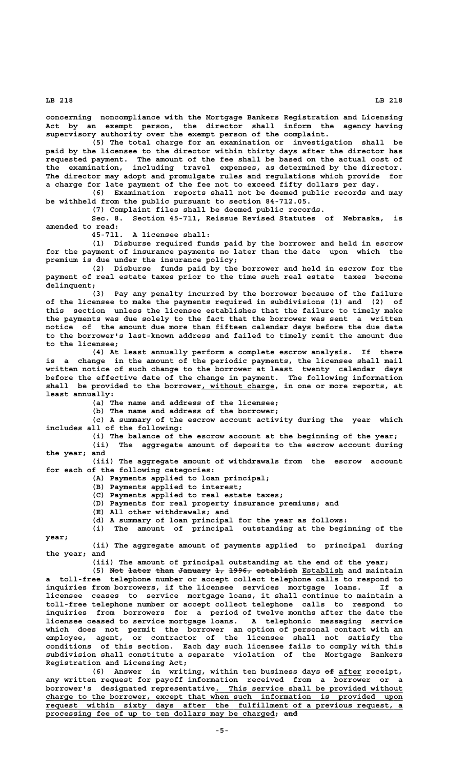concerning noncompliance with the Mortgage Bankers Registration and Licensing Act by an exempt person, the director shall inform the agency having supervisory authority over the exempt person of the complaint.

(5) The total charge for an examination or investigation shall be paid by the licensee to the director within thirty days after the director has requested payment. The amount of the fee shall be based on the actual cost of the examination, including travel expenses, as determined by the director. The director may adopt and promulgate rules and regulations which provide for a charge for late payment of the fee not to exceed fifty dollars per day.

(6) Examination reports shall not be deemed public records and may be withheld from the public pursuant to section 84-712.05.

(7) Complaint files shall be deemed public records.

Sec. 8. Section 45-711, Reissue Revised Statutes of Nebraska, is amended to read:

45-711. A licensee shall:

(1) Disburse required funds paid by the borrower and held in escrow for the payment of insurance payments no later than the date upon which the premium is due under the insurance policy;

(2) Disburse funds paid by the borrower and held in escrow for the payment of real estate taxes prior to the time such real estate taxes become delinquent;

(3) Pay any penalty incurred by the borrower because of the failure of the licensee to make the payments required in subdivisions (1) and (2) of this section unless the licensee establishes that the failure to timely make the payments was due solely to the fact that the borrower was sent a written notice of the amount due more than fifteen calendar days before the due date to the borrower's last-known address and failed to timely remit the amount due to the licensee;

(4) At least annually perform a complete escrow analysis. If there is a change in the amount of the periodic payments, the licensee shall mail written notice of such change to the borrower at least twenty calendar days before the effective date of the change in payment. The following information shall be provided to the borrower, without charge, in one or more reports, at least annually:

(a) The name and address of the licensee;

(b) The name and address of the borrower;

(c) A summary of the escrow account activity during the year which includes all of the following:

(i) The balance of the escrow account at the beginning of the year;

(ii) The aggregate amount of deposits to the escrow account during the year; and

(iii) The aggregate amount of withdrawals from the escrow account for each of the following categories:

(A) Payments applied to loan principal;

(B) Payments applied to interest;

(C) Payments applied to real estate taxes;

(D) Payments for real property insurance premiums; and

(E) All other withdrawals; and

(d) A summary of loan principal for the year as follows:

(i) The amount of principal outstanding at the beginning of the year;

(ii) The aggregate amount of payments applied to principal during the year; and

(iii) The amount of principal outstanding at the end of the year;

(5) ~~Not later than January 1, 1996, establish~~ Establish and maintain a toll-free telephone number or accept collect telephone calls to respond to inquiries from borrowers, if the licensee services mortgage loans. If a licensee ceases to service mortgage loans, it shall continue to maintain a toll-free telephone number or accept collect telephone calls to respond to inquiries from borrowers for a period of twelve months after the date the licensee ceased to service mortgage loans. A telephonic messaging service which does not permit the borrower an option of personal contact with an employee, agent, or contractor of the licensee shall not satisfy the conditions of this section. Each day such licensee fails to comply with this subdivision shall constitute a separate violation of the Mortgage Bankers Registration and Licensing Act;

(6) Answer in writing, within ten business days ~~of~~ after receipt, any written request for payoff information received from a borrower or a borrower's designated representative. This service shall be provided without charge to the borrower, except that when such information is provided upon request within sixty days after the fulfillment of a previous request, a processing fee of up to ten dollars may be charged; ~~and~~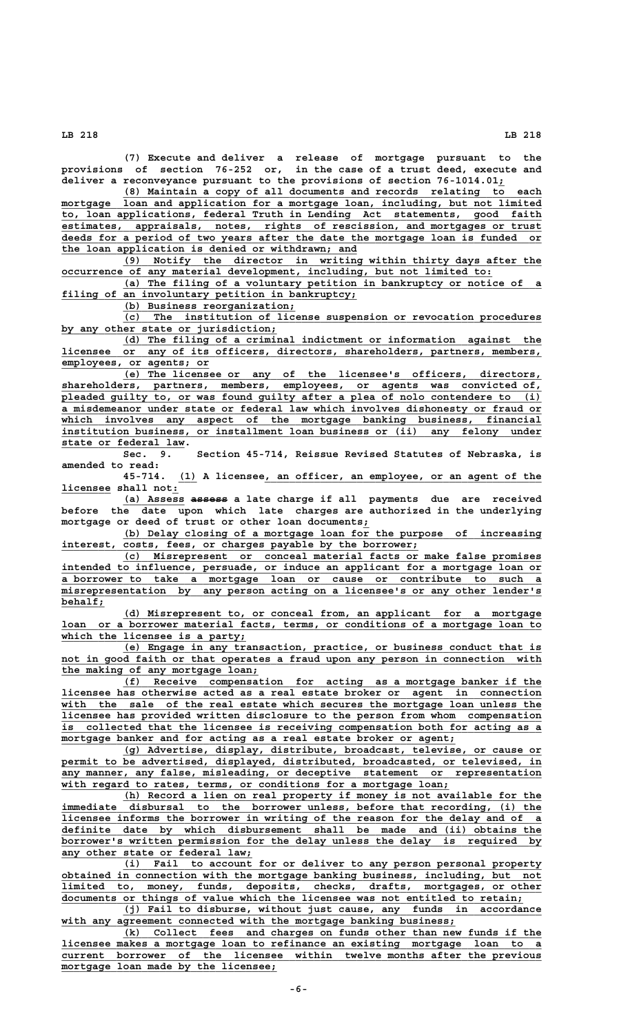(7) Execute and deliver a release of mortgage pursuant to the provisions of section 76-252 or, in the case of a trust deed, execute and deliver a reconveyance pursuant to the provisions of section 76-1014.01;

(8) Maintain a copy of all documents and records relating to each mortgage loan and application for a mortgage loan, including, but not limited to, loan applications, federal Truth in Lending Act statements, good faith estimates, appraisals, notes, rights of rescission, and mortgages or trust deeds for a period of two years after the date the mortgage loan is funded or the loan application is denied or withdrawn; and

(9) Notify the director in writing within thirty days after the occurrence of any material development, including, but not limited to:

(a) The filing of a voluntary petition in bankruptcy or notice of a filing of an involuntary petition in bankruptcy;

(b) Business reorganization;

(c) The institution of license suspension or revocation procedures by any other state or jurisdiction;

(d) The filing of a criminal indictment or information against the licensee or any of its officers, directors, shareholders, partners, members, employees, or agents; or

(e) The licensee or any of the licensee's officers, directors, shareholders, partners, members, employees, or agents was convicted of, pleaded guilty to, or was found guilty after a plea of nolo contendere to (i) a misdemeanor under state or federal law which involves dishonesty or fraud or which involves any aspect of the mortgage banking business, financial institution business, or installment loan business or (ii) any felony under state or federal law.

Sec. 9. Section 45-714, Reissue Revised Statutes of Nebraska, is amended to read:

45-714. (1) A licensee, an officer, an employee, or an agent of the licensee shall not:

(a) Assess ~~assess~~ a late charge if all payments due are received before the date upon which late charges are authorized in the underlying mortgage or deed of trust or other loan documents;

(b) Delay closing of a mortgage loan for the purpose of increasing interest, costs, fees, or charges payable by the borrower;

(c) Misrepresent or conceal material facts or make false promises intended to influence, persuade, or induce an applicant for a mortgage loan or a borrower to take a mortgage loan or cause or contribute to such a misrepresentation by any person acting on a licensee's or any other lender's behalf;

(d) Misrepresent to, or conceal from, an applicant for a mortgage loan or a borrower material facts, terms, or conditions of a mortgage loan to which the licensee is a party;

(e) Engage in any transaction, practice, or business conduct that is not in good faith or that operates a fraud upon any person in connection with the making of any mortgage loan;

(f) Receive compensation for acting as a mortgage banker if the licensee has otherwise acted as a real estate broker or agent in connection with the sale of the real estate which secures the mortgage loan unless the licensee has provided written disclosure to the person from whom compensation is collected that the licensee is receiving compensation both for acting as a mortgage banker and for acting as a real estate broker or agent;

(g) Advertise, display, distribute, broadcast, televise, or cause or permit to be advertised, displayed, distributed, broadcasted, or televised, in any manner, any false, misleading, or deceptive statement or representation with regard to rates, terms, or conditions for a mortgage loan;

(h) Record a lien on real property if money is not available for the immediate disbursal to the borrower unless, before that recording, (i) the licensee informs the borrower in writing of the reason for the delay and of a definite date by which disbursement shall be made and (ii) obtains the borrower's written permission for the delay unless the delay is required by any other state or federal law;

(i) Fail to account for or deliver to any person personal property obtained in connection with the mortgage banking business, including, but not limited to, money, funds, deposits, checks, drafts, mortgages, or other documents or things of value which the licensee was not entitled to retain;

(j) Fail to disburse, without just cause, any funds in accordance with any agreement connected with the mortgage banking business;

(k) Collect fees and charges on funds other than new funds if the licensee makes a mortgage loan to refinance an existing mortgage loan to a current borrower of the licensee within twelve months after the previous mortgage loan made by the licensee;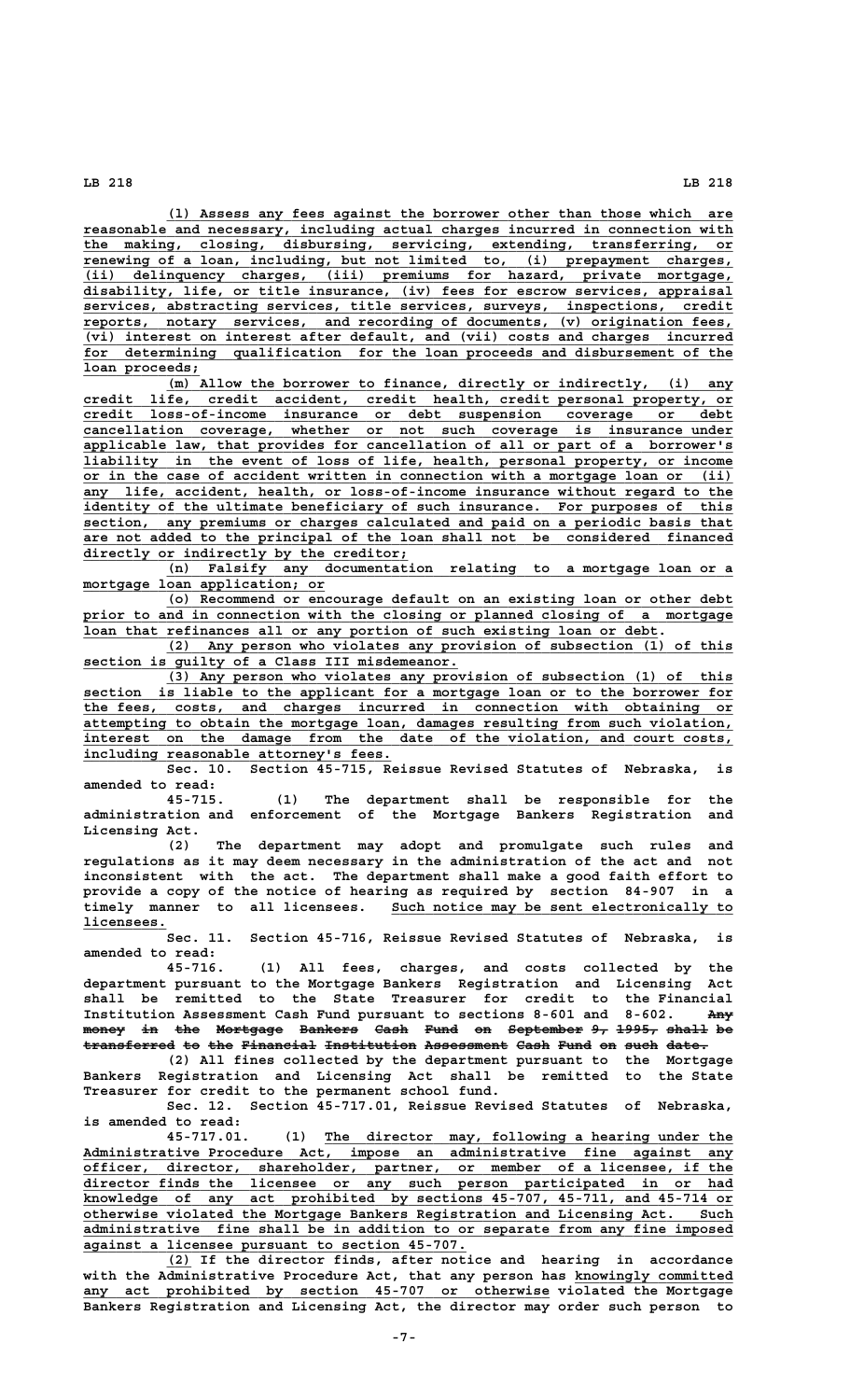(l) Assess any fees against the borrower other than those which are reasonable and necessary, including actual charges incurred in connection with the making, closing, disbursing, servicing, extending, transferring, or renewing of a loan, including, but not limited to, (i) prepayment charges, (ii) delinquency charges, (iii) premiums for hazard, private mortgage, disability, life, or title insurance, (iv) fees for escrow services, appraisal services, abstracting services, title services, surveys, inspections, credit reports, notary services, and recording of documents, (v) origination fees, (vi) interest on interest after default, and (vii) costs and charges incurred for determining qualification for the loan proceeds and disbursement of the loan proceeds;

(m) Allow the borrower to finance, directly or indirectly, (i) any credit life, credit accident, credit health, credit personal property, or credit loss-of-income insurance or debt suspension coverage or debt cancellation coverage, whether or not such coverage is insurance under applicable law, that provides for cancellation of all or part of a borrower's liability in the event of loss of life, health, personal property, or income or in the case of accident written in connection with a mortgage loan or (ii) any life, accident, health, or loss-of-income insurance without regard to the identity of the ultimate beneficiary of such insurance. For purposes of this section, any premiums or charges calculated and paid on a periodic basis that are not added to the principal of the loan shall not be considered financed directly or indirectly by the creditor;

(n) Falsify any documentation relating to a mortgage loan or a mortgage loan application; or

(o) Recommend or encourage default on an existing loan or other debt prior to and in connection with the closing or planned closing of a mortgage loan that refinances all or any portion of such existing loan or debt.

(2) Any person who violates any provision of subsection (1) of this section is guilty of a Class III misdemeanor.

(3) Any person who violates any provision of subsection (1) of this section is liable to the applicant for a mortgage loan or to the borrower for the fees, costs, and charges incurred in connection with obtaining or attempting to obtain the mortgage loan, damages resulting from such violation, interest on the damage from the date of the violation, and court costs, including reasonable attorney's fees.

Sec. 10. Section 45-715, Reissue Revised Statutes of Nebraska, is amended to read:

45-715. (1) The department shall be responsible for the administration and enforcement of the Mortgage Bankers Registration and Licensing Act.

(2) The department may adopt and promulgate such rules and regulations as it may deem necessary in the administration of the act and not inconsistent with the act. The department shall make a good faith effort to provide a copy of the notice of hearing as required by section 84-907 in a timely manner to all licensees. Such notice may be sent electronically to licensees.

Sec. 11. Section 45-716, Reissue Revised Statutes of Nebraska, is amended to read:

45-716. (1) All fees, charges, and costs collected by the department pursuant to the Mortgage Bankers Registration and Licensing Act shall be remitted to the State Treasurer for credit to the Financial Institution Assessment Cash Fund pursuant to sections 8-601 and 8-602. ~~Any money in the Mortgage Bankers Cash Fund on September 9, 1995, shall be transferred to the Financial Institution Assessment Cash Fund on such date.~~

(2) All fines collected by the department pursuant to the Mortgage Bankers Registration and Licensing Act shall be remitted to the State Treasurer for credit to the permanent school fund.

Sec. 12. Section 45-717.01, Reissue Revised Statutes of Nebraska, is amended to read:

45-717.01. (1) The director may, following a hearing under the Administrative Procedure Act, impose an administrative fine against any officer, director, shareholder, partner, or member of a licensee, if the director finds the licensee or any such person participated in or had knowledge of any act prohibited by sections 45-707, 45-711, and 45-714 or otherwise violated the Mortgage Bankers Registration and Licensing Act. Such administrative fine shall be in addition to or separate from any fine imposed against a licensee pursuant to section 45-707.

(2) If the director finds, after notice and hearing in accordance with the Administrative Procedure Act, that any person has knowingly committed any act prohibited by section 45-707 or otherwise violated the Mortgage Bankers Registration and Licensing Act, the director may order such person to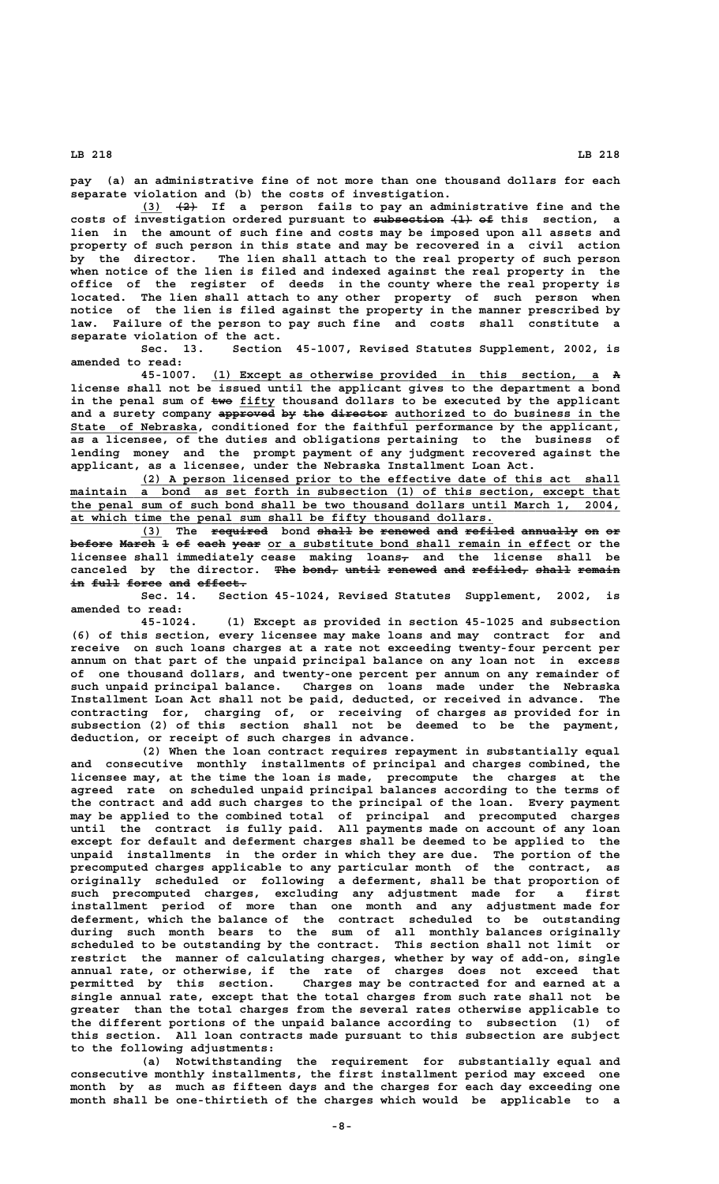pay (a) an administrative fine of not more than one thousand dollars for each separate violation and (b) the costs of investigation.

(3) ~~(2)~~ If a person fails to pay an administrative fine and the costs of investigation ordered pursuant to ~~subsection (1) of~~ this section, a lien in the amount of such fine and costs may be imposed upon all assets and property of such person in this state and may be recovered in a civil action by the director. The lien shall attach to the real property of such person when notice of the lien is filed and indexed against the real property in the office of the register of deeds in the county where the real property is located. The lien shall attach to any other property of such person when notice of the lien is filed against the property in the manner prescribed by law. Failure of the person to pay such fine and costs shall constitute a separate violation of the act.

Sec. 13. Section 45-1007, Revised Statutes Supplement, 2002, is amended to read:

45-1007. (1) Except as otherwise provided in this section, a ~~A~~ license shall not be issued until the applicant gives to the department a bond in the penal sum of ~~two~~ fifty thousand dollars to be executed by the applicant and a surety company ~~approved by the director~~ authorized to do business in the State of Nebraska, conditioned for the faithful performance by the applicant, as a licensee, of the duties and obligations pertaining to the business of lending money and the prompt payment of any judgment recovered against the applicant, as a licensee, under the Nebraska Installment Loan Act.

(2) A person licensed prior to the effective date of this act shall maintain a bond as set forth in subsection (1) of this section, except that the penal sum of such bond shall be two thousand dollars until March 1, 2004, at which time the penal sum shall be fifty thousand dollars.

(3) The ~~required~~ bond ~~shall be renewed and refiled annually on or before March 1 of each year~~ or a substitute bond shall remain in effect or the licensee shall immediately cease making loans~~,~~ and the license shall be canceled by the director. ~~The bond, until renewed and refiled, shall remain in full force and effect.~~

Sec. 14. Section 45-1024, Revised Statutes Supplement, 2002, is amended to read:

45-1024. (1) Except as provided in section 45-1025 and subsection (6) of this section, every licensee may make loans and may contract for and receive on such loans charges at a rate not exceeding twenty-four percent per annum on that part of the unpaid principal balance on any loan not in excess of one thousand dollars, and twenty-one percent per annum on any remainder of such unpaid principal balance. Charges on loans made under the Nebraska Installment Loan Act shall not be paid, deducted, or received in advance. The contracting for, charging of, or receiving of charges as provided for in subsection (2) of this section shall not be deemed to be the payment, deduction, or receipt of such charges in advance.

(2) When the loan contract requires repayment in substantially equal and consecutive monthly installments of principal and charges combined, the licensee may, at the time the loan is made, precompute the charges at the agreed rate on scheduled unpaid principal balances according to the terms of the contract and add such charges to the principal of the loan. Every payment may be applied to the combined total of principal and precomputed charges until the contract is fully paid. All payments made on account of any loan except for default and deferment charges shall be deemed to be applied to the unpaid installments in the order in which they are due. The portion of the precomputed charges applicable to any particular month of the contract, as originally scheduled or following a deferment, shall be that proportion of such precomputed charges, excluding any adjustment made for a first installment period of more than one month and any adjustment made for deferment, which the balance of the contract scheduled to be outstanding during such month bears to the sum of all monthly balances originally scheduled to be outstanding by the contract. This section shall not limit or restrict the manner of calculating charges, whether by way of add-on, single annual rate, or otherwise, if the rate of charges does not exceed that permitted by this section. Charges may be contracted for and earned at a single annual rate, except that the total charges from such rate shall not be greater than the total charges from the several rates otherwise applicable to the different portions of the unpaid balance according to subsection (1) of this section. All loan contracts made pursuant to this subsection are subject to the following adjustments:

(a) Notwithstanding the requirement for substantially equal and consecutive monthly installments, the first installment period may exceed one month by as much as fifteen days and the charges for each day exceeding one month shall be one-thirtieth of the charges which would be applicable to a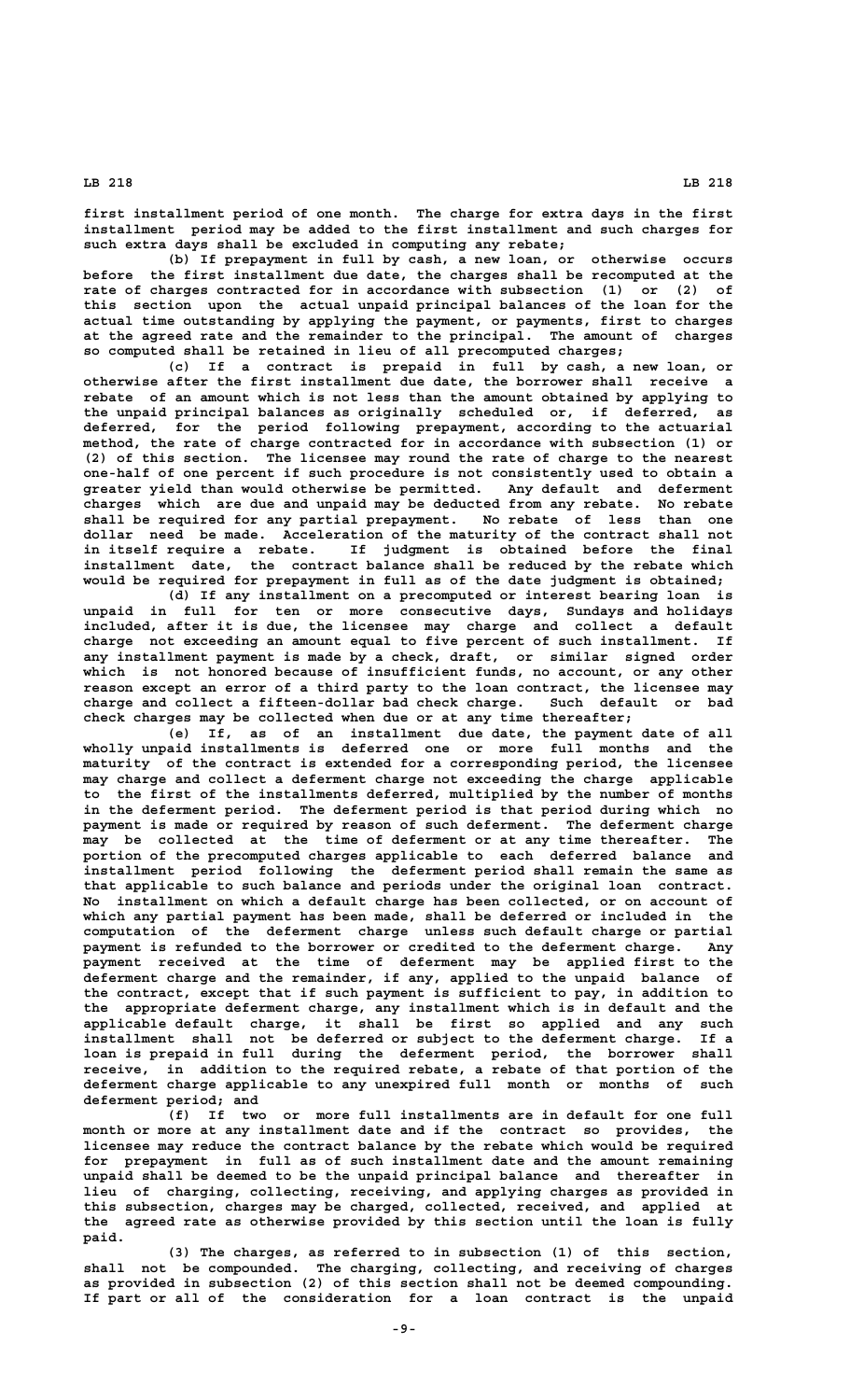first installment period of one month. The charge for extra days in the first installment period may be added to the first installment and such charges for such extra days shall be excluded in computing any rebate;

(b) If prepayment in full by cash, a new loan, or otherwise occurs before the first installment due date, the charges shall be recomputed at the rate of charges contracted for in accordance with subsection (1) or (2) of this section upon the actual unpaid principal balances of the loan for the actual time outstanding by applying the payment, or payments, first to charges at the agreed rate and the remainder to the principal. The amount of charges so computed shall be retained in lieu of all precomputed charges;

(c) If a contract is prepaid in full by cash, a new loan, or otherwise after the first installment due date, the borrower shall receive a rebate of an amount which is not less than the amount obtained by applying to the unpaid principal balances as originally scheduled or, if deferred, as deferred, for the period following prepayment, according to the actuarial method, the rate of charge contracted for in accordance with subsection (1) or (2) of this section. The licensee may round the rate of charge to the nearest one-half of one percent if such procedure is not consistently used to obtain a greater yield than would otherwise be permitted. Any default and deferment charges which are due and unpaid may be deducted from any rebate. No rebate shall be required for any partial prepayment. No rebate of less than one dollar need be made. Acceleration of the maturity of the contract shall not in itself require a rebate. If judgment is obtained before the final installment date, the contract balance shall be reduced by the rebate which would be required for prepayment in full as of the date judgment is obtained;

(d) If any installment on a precomputed or interest bearing loan is unpaid in full for ten or more consecutive days, Sundays and holidays included, after it is due, the licensee may charge and collect a default charge not exceeding an amount equal to five percent of such installment. If any installment payment is made by a check, draft, or similar signed order which is not honored because of insufficient funds, no account, or any other reason except an error of a third party to the loan contract, the licensee may charge and collect a fifteen-dollar bad check charge. Such default or bad check charges may be collected when due or at any time thereafter;

(e) If, as of an installment due date, the payment date of all wholly unpaid installments is deferred one or more full months and the maturity of the contract is extended for a corresponding period, the licensee may charge and collect a deferment charge not exceeding the charge applicable to the first of the installments deferred, multiplied by the number of months in the deferment period. The deferment period is that period during which no payment is made or required by reason of such deferment. The deferment charge may be collected at the time of deferment or at any time thereafter. The portion of the precomputed charges applicable to each deferred balance and installment period following the deferment period shall remain the same as that applicable to such balance and periods under the original loan contract. No installment on which a default charge has been collected, or on account of which any partial payment has been made, shall be deferred or included in the computation of the deferment charge unless such default charge or partial payment is refunded to the borrower or credited to the deferment charge. Any payment received at the time of deferment may be applied first to the deferment charge and the remainder, if any, applied to the unpaid balance of the contract, except that if such payment is sufficient to pay, in addition to the appropriate deferment charge, any installment which is in default and the applicable default charge, it shall be first so applied and any such installment shall not be deferred or subject to the deferment charge. If a loan is prepaid in full during the deferment period, the borrower shall receive, in addition to the required rebate, a rebate of that portion of the deferment charge applicable to any unexpired full month or months of such deferment period; and

(f) If two or more full installments are in default for one full month or more at any installment date and if the contract so provides, the licensee may reduce the contract balance by the rebate which would be required for prepayment in full as of such installment date and the amount remaining unpaid shall be deemed to be the unpaid principal balance and thereafter in lieu of charging, collecting, receiving, and applying charges as provided in this subsection, charges may be charged, collected, received, and applied at the agreed rate as otherwise provided by this section until the loan is fully paid.

(3) The charges, as referred to in subsection (1) of this section, shall not be compounded. The charging, collecting, and receiving of charges as provided in subsection (2) of this section shall not be deemed compounding. If part or all of the consideration for a loan contract is the unpaid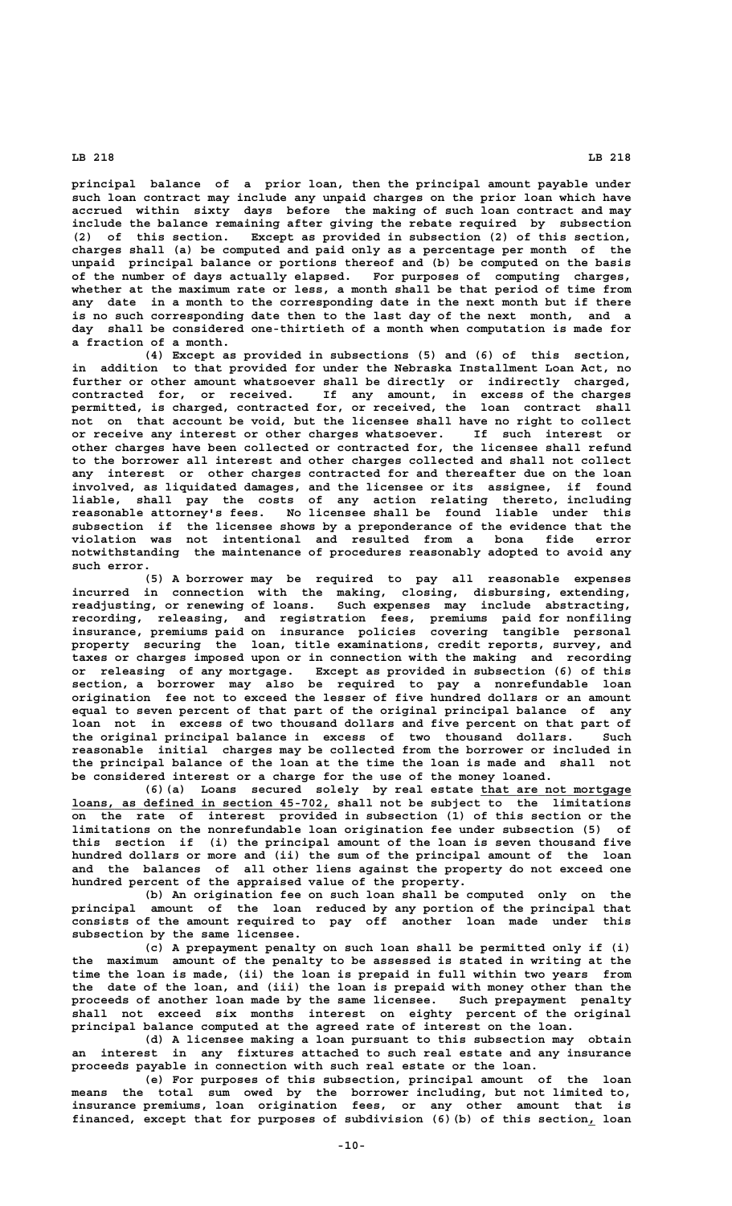principal balance of a prior loan, then the principal amount payable under such loan contract may include any unpaid charges on the prior loan which have accrued within sixty days before the making of such loan contract and may include the balance remaining after giving the rebate required by subsection (2) of this section. Except as provided in subsection (2) of this section, charges shall (a) be computed and paid only as a percentage per month of the unpaid principal balance or portions thereof and (b) be computed on the basis of the number of days actually elapsed. For purposes of computing charges, whether at the maximum rate or less, a month shall be that period of time from any date in a month to the corresponding date in the next month but if there is no such corresponding date then to the last day of the next month, and a day shall be considered one-thirtieth of a month when computation is made for a fraction of a month.

(4) Except as provided in subsections (5) and (6) of this section, in addition to that provided for under the Nebraska Installment Loan Act, no further or other amount whatsoever shall be directly or indirectly charged, contracted for, or received. If any amount, in excess of the charges permitted, is charged, contracted for, or received, the loan contract shall not on that account be void, but the licensee shall have no right to collect or receive any interest or other charges whatsoever. If such interest or other charges have been collected or contracted for, the licensee shall refund to the borrower all interest and other charges collected and shall not collect any interest or other charges contracted for and thereafter due on the loan involved, as liquidated damages, and the licensee or its assignee, if found liable, shall pay the costs of any action relating thereto, including reasonable attorney's fees. No licensee shall be found liable under this subsection if the licensee shows by a preponderance of the evidence that the violation was not intentional and resulted from a bona fide error notwithstanding the maintenance of procedures reasonably adopted to avoid any such error.

(5) A borrower may be required to pay all reasonable expenses incurred in connection with the making, closing, disbursing, extending, readjusting, or renewing of loans. Such expenses may include abstracting, recording, releasing, and registration fees, premiums paid for nonfiling insurance, premiums paid on insurance policies covering tangible personal property securing the loan, title examinations, credit reports, survey, and taxes or charges imposed upon or in connection with the making and recording or releasing of any mortgage. Except as provided in subsection (6) of this section, a borrower may also be required to pay a nonrefundable loan origination fee not to exceed the lesser of five hundred dollars or an amount equal to seven percent of that part of the original principal balance of any loan not in excess of two thousand dollars and five percent on that part of the original principal balance in excess of two thousand dollars. Such reasonable initial charges may be collected from the borrower or included in the principal balance of the loan at the time the loan is made and shall not be considered interest or a charge for the use of the money loaned.

(6)(a) Loans secured solely by real estate that are not mortgage loans, as defined in section 45-702, shall not be subject to the limitations on the rate of interest provided in subsection (1) of this section or the limitations on the nonrefundable loan origination fee under subsection (5) of this section if (i) the principal amount of the loan is seven thousand five hundred dollars or more and (ii) the sum of the principal amount of the loan and the balances of all other liens against the property do not exceed one hundred percent of the appraised value of the property.

(b) An origination fee on such loan shall be computed only on the principal amount of the loan reduced by any portion of the principal that consists of the amount required to pay off another loan made under this subsection by the same licensee.

(c) A prepayment penalty on such loan shall be permitted only if (i) the maximum amount of the penalty to be assessed is stated in writing at the time the loan is made, (ii) the loan is prepaid in full within two years from the date of the loan, and (iii) the loan is prepaid with money other than the proceeds of another loan made by the same licensee. Such prepayment penalty shall not exceed six months interest on eighty percent of the original principal balance computed at the agreed rate of interest on the loan.

(d) A licensee making a loan pursuant to this subsection may obtain an interest in any fixtures attached to such real estate and any insurance proceeds payable in connection with such real estate or the loan.

(e) For purposes of this subsection, principal amount of the loan means the total sum owed by the borrower including, but not limited to, insurance premiums, loan origination fees, or any other amount that is financed, except that for purposes of subdivision (6)(b) of this section, loan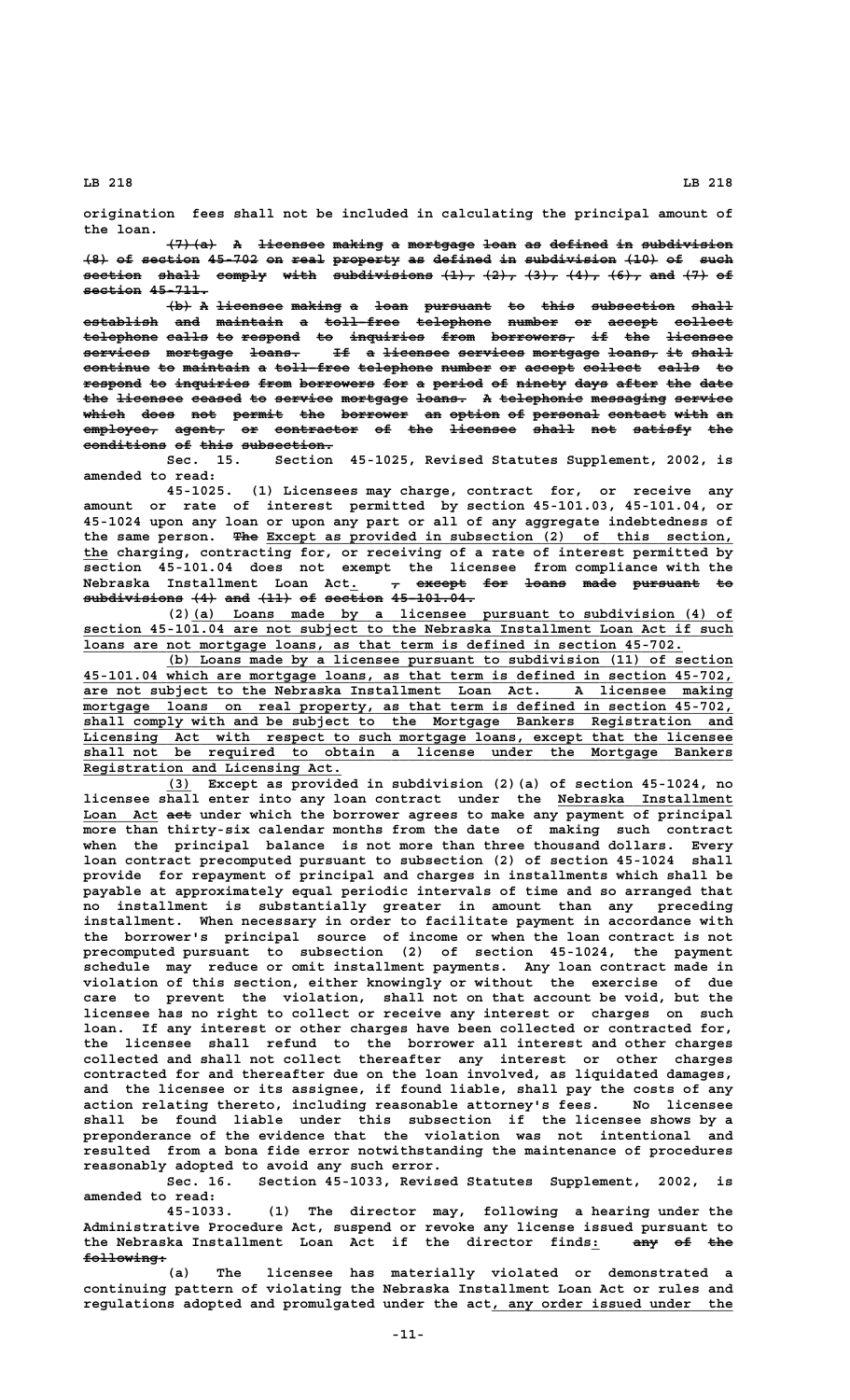origination fees shall not be included in calculating the principal amount of the loan.

~~(7)(a) A licensee making a mortgage loan as defined in subdivision (8) of section 45-702 on real property as defined in subdivision (10) of such section shall comply with subdivisions (1), (2), (3), (4), (6), and (7) of section 45-711.~~

~~(b) A licensee making a loan pursuant to this subsection shall establish and maintain a toll-free telephone number or accept collect telephone calls to respond to inquiries from borrowers, if the licensee services mortgage loans. If a licensee services mortgage loans, it shall continue to maintain a toll-free telephone number or accept collect calls to respond to inquiries from borrowers for a period of ninety days after the date the licensee ceased to service mortgage loans. A telephonic messaging service which does not permit the borrower an option of personal contact with an employee, agent, or contractor of the licensee shall not satisfy the conditions of this subsection.~~

Sec. 15. Section 45-1025, Revised Statutes Supplement, 2002, is amended to read:

45-1025. (1) Licensees may charge, contract for, or receive any amount or rate of interest permitted by section 45-101.03, 45-101.04, or 45-1024 upon any loan or upon any part or all of any aggregate indebtedness of the same person. ~~The~~ Except as provided in subsection (2) of this section, the charging, contracting for, or receiving of a rate of interest permitted by section 45-101.04 does not exempt the licensee from compliance with the Nebraska Installment Loan Act. ~~, except for loans made pursuant to subdivisions (4) and (11) of section 45-101.04.~~

(2)(a) Loans made by a licensee pursuant to subdivision (4) of section 45-101.04 are not subject to the Nebraska Installment Loan Act if such loans are not mortgage loans, as that term is defined in section 45-702.

(b) Loans made by a licensee pursuant to subdivision (11) of section 45-101.04 which are mortgage loans, as that term is defined in section 45-702, are not subject to the Nebraska Installment Loan Act. A licensee making mortgage loans on real property, as that term is defined in section 45-702, shall comply with and be subject to the Mortgage Bankers Registration and Licensing Act with respect to such mortgage loans, except that the licensee shall not be required to obtain a license under the Mortgage Bankers Registration and Licensing Act.

(3) Except as provided in subdivision (2)(a) of section 45-1024, no licensee shall enter into any loan contract under the Nebraska Installment Loan Act ~~act~~ under which the borrower agrees to make any payment of principal more than thirty-six calendar months from the date of making such contract when the principal balance is not more than three thousand dollars. Every loan contract precomputed pursuant to subsection (2) of section 45-1024 shall provide for repayment of principal and charges in installments which shall be payable at approximately equal periodic intervals of time and so arranged that no installment is substantially greater in amount than any preceding installment. When necessary in order to facilitate payment in accordance with the borrower's principal source of income or when the loan contract is not precomputed pursuant to subsection (2) of section 45-1024, the payment schedule may reduce or omit installment payments. Any loan contract made in violation of this section, either knowingly or without the exercise of due care to prevent the violation, shall not on that account be void, but the licensee has no right to collect or receive any interest or charges on such loan. If any interest or other charges have been collected or contracted for, the licensee shall refund to the borrower all interest and other charges collected and shall not collect thereafter any interest or other charges contracted for and thereafter due on the loan involved, as liquidated damages, and the licensee or its assignee, if found liable, shall pay the costs of any action relating thereto, including reasonable attorney's fees. No licensee shall be found liable under this subsection if the licensee shows by a preponderance of the evidence that the violation was not intentional and resulted from a bona fide error notwithstanding the maintenance of procedures reasonably adopted to avoid any such error.

Sec. 16. Section 45-1033, Revised Statutes Supplement, 2002, is amended to read:

45-1033. (1) The director may, following a hearing under the Administrative Procedure Act, suspend or revoke any license issued pursuant to the Nebraska Installment Loan Act if the director finds: ~~any of the following:~~

(a) The licensee has materially violated or demonstrated a continuing pattern of violating the Nebraska Installment Loan Act or rules and regulations adopted and promulgated under the act, any order issued under the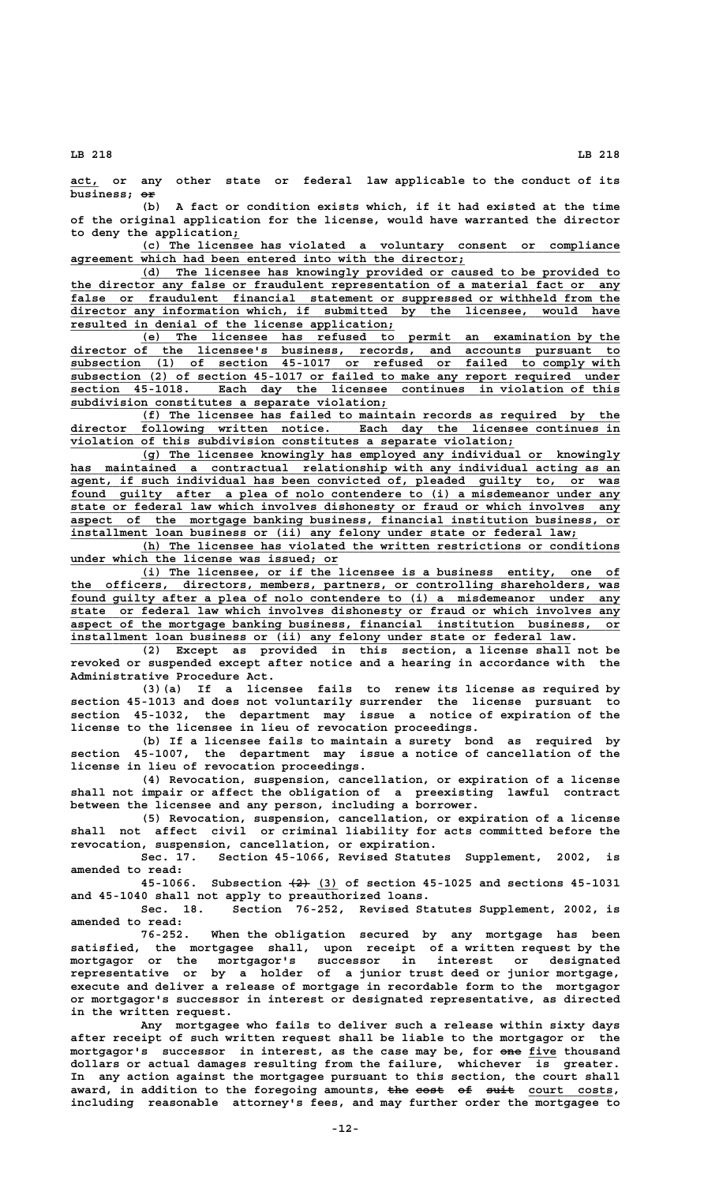act, or any other state or federal law applicable to the conduct of its business; ~~or~~

(b) A fact or condition exists which, if it had existed at the time of the original application for the license, would have warranted the director to deny the application;

(c) The licensee has violated a voluntary consent or compliance agreement which had been entered into with the director;

(d) The licensee has knowingly provided or caused to be provided to the director any false or fraudulent representation of a material fact or any false or fraudulent financial statement or suppressed or withheld from the director any information which, if submitted by the licensee, would have resulted in denial of the license application;

(e) The licensee has refused to permit an examination by the director of the licensee's business, records, and accounts pursuant to subsection (1) of section 45-1017 or refused or failed to comply with subsection (2) of section 45-1017 or failed to make any report required under section 45-1018. Each day the licensee continues in violation of this subdivision constitutes a separate violation;

(f) The licensee has failed to maintain records as required by the director following written notice. Each day the licensee continues in violation of this subdivision constitutes a separate violation;

(g) The licensee knowingly has employed any individual or knowingly has maintained a contractual relationship with any individual acting as an agent, if such individual has been convicted of, pleaded guilty to, or was found guilty after a plea of nolo contendere to (i) a misdemeanor under any state or federal law which involves dishonesty or fraud or which involves any aspect of the mortgage banking business, financial institution business, or installment loan business or (ii) any felony under state or federal law;

(h) The licensee has violated the written restrictions or conditions under which the license was issued; or

(i) The licensee, or if the licensee is a business entity, one of the officers, directors, members, partners, or controlling shareholders, was found guilty after a plea of nolo contendere to (i) a misdemeanor under any state or federal law which involves dishonesty or fraud or which involves any aspect of the mortgage banking business, financial institution business, or installment loan business or (ii) any felony under state or federal law.

(2) Except as provided in this section, a license shall not be revoked or suspended except after notice and a hearing in accordance with the Administrative Procedure Act.

(3)(a) If a licensee fails to renew its license as required by section 45-1013 and does not voluntarily surrender the license pursuant to section 45-1032, the department may issue a notice of expiration of the license to the licensee in lieu of revocation proceedings.

(b) If a licensee fails to maintain a surety bond as required by section 45-1007, the department may issue a notice of cancellation of the license in lieu of revocation proceedings.

(4) Revocation, suspension, cancellation, or expiration of a license shall not impair or affect the obligation of a preexisting lawful contract between the licensee and any person, including a borrower.

(5) Revocation, suspension, cancellation, or expiration of a license shall not affect civil or criminal liability for acts committed before the revocation, suspension, cancellation, or expiration.

Sec. 17. Section 45-1066, Revised Statutes Supplement, 2002, is amended to read:

45-1066. Subsection ~~(2)~~ (3) of section 45-1025 and sections 45-1031 and 45-1040 shall not apply to preauthorized loans.

Sec. 18. Section 76-252, Revised Statutes Supplement, 2002, is amended to read:

76-252. When the obligation secured by any mortgage has been satisfied, the mortgagee shall, upon receipt of a written request by the mortgagor or the mortgagor's successor in interest or designated representative or by a holder of a junior trust deed or junior mortgage, execute and deliver a release of mortgage in recordable form to the mortgagor or mortgagor's successor in interest or designated representative, as directed in the written request.

Any mortgagee who fails to deliver such a release within sixty days after receipt of such written request shall be liable to the mortgagor or the mortgagor's successor in interest, as the case may be, for ~~one~~ five thousand dollars or actual damages resulting from the failure, whichever is greater. In any action against the mortgagee pursuant to this section, the court shall award, in addition to the foregoing amounts, ~~the cost of suit~~ court costs, including reasonable attorney's fees, and may further order the mortgagee to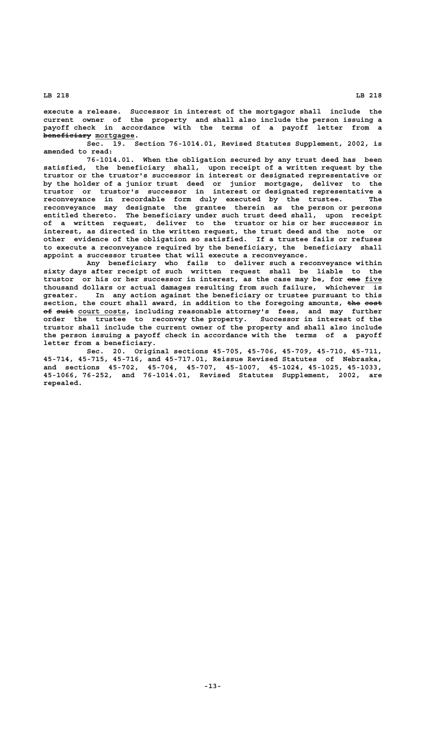execute a release. Successor in interest of the mortgagor shall include the current owner of the property and shall also include the person issuing a payoff check in accordance with the terms of a payoff letter from a ~~beneficiary~~ mortgagee.

Sec. 19. Section 76-1014.01, Revised Statutes Supplement, 2002, is amended to read:

76-1014.01. When the obligation secured by any trust deed has been satisfied, the beneficiary shall, upon receipt of a written request by the trustor or the trustor's successor in interest or designated representative or by the holder of a junior trust deed or junior mortgage, deliver to the trustor or trustor's successor in interest or designated representative a reconveyance in recordable form duly executed by the trustee. The reconveyance may designate the grantee therein as the person or persons entitled thereto. The beneficiary under such trust deed shall, upon receipt of a written request, deliver to the trustor or his or her successor in interest, as directed in the written request, the trust deed and the note or other evidence of the obligation so satisfied. If a trustee fails or refuses to execute a reconveyance required by the beneficiary, the beneficiary shall appoint a successor trustee that will execute a reconveyance.

Any beneficiary who fails to deliver such a reconveyance within sixty days after receipt of such written request shall be liable to the trustor or his or her successor in interest, as the case may be, for ~~one~~ five thousand dollars or actual damages resulting from such failure, whichever is greater. In any action against the beneficiary or trustee pursuant to this section, the court shall award, in addition to the foregoing amounts, ~~the cost of suit~~ court costs, including reasonable attorney's fees, and may further order the trustee to reconvey the property. Successor in interest of the trustor shall include the current owner of the property and shall also include the person issuing a payoff check in accordance with the terms of a payoff letter from a beneficiary.

Sec. 20. Original sections 45-705, 45-706, 45-709, 45-710, 45-711, 45-714, 45-715, 45-716, and 45-717.01, Reissue Revised Statutes of Nebraska, and sections 45-702, 45-704, 45-707, 45-1007, 45-1024, 45-1025, 45-1033, 45-1066, 76-252, and 76-1014.01, Revised Statutes Supplement, 2002, are repealed.